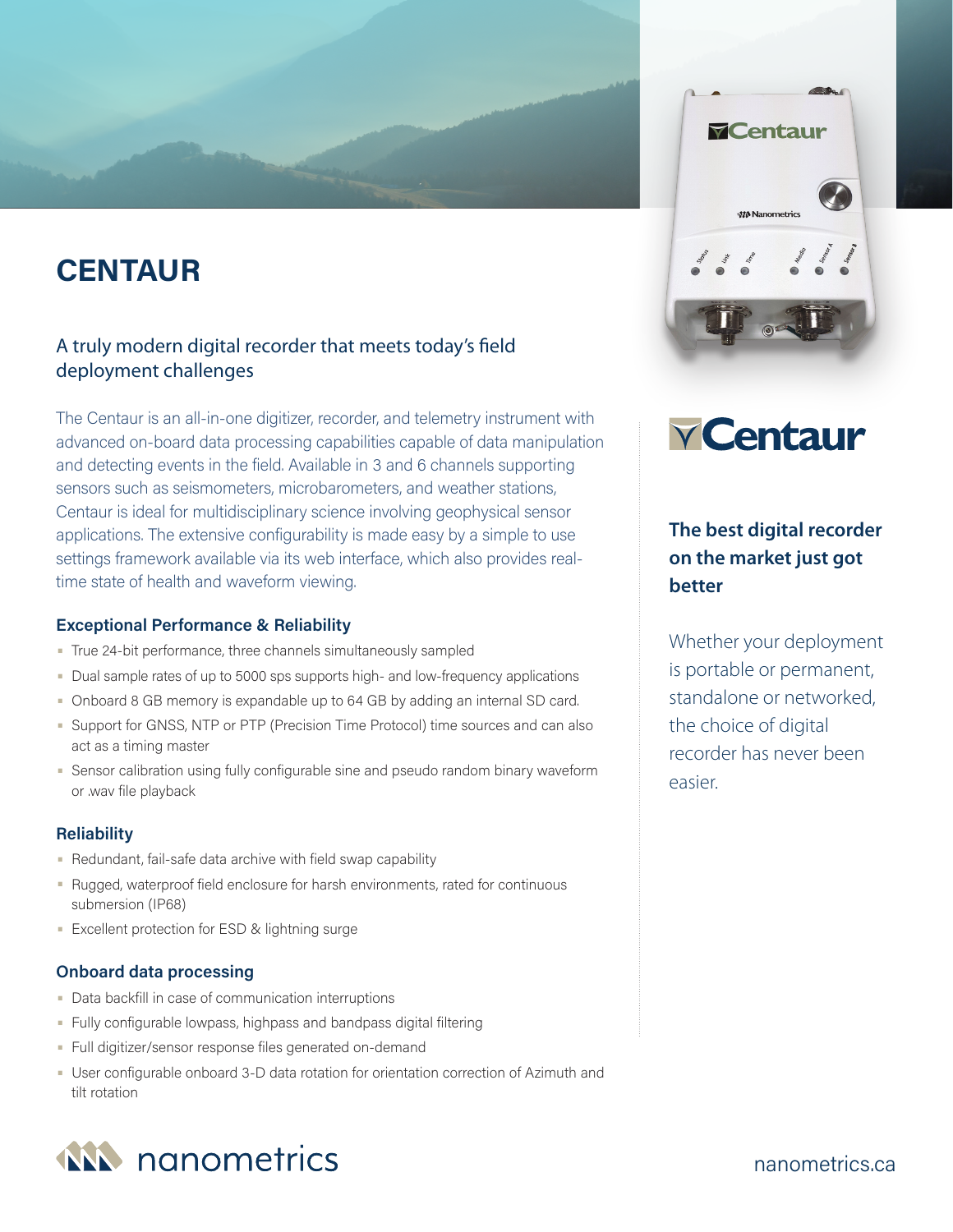# CENTAUR

## A truly modern digital recorder that meets today's field deployment challenges

The Centaur is an all-in-one digitizer, recorder, and telemetry instrument with advanced on-board data processing capabilities capable of data manipulation and detecting events in the field. Available in 3 and 6 channels supporting sensors such as seismometers, microbarometers, and weather stations, Centaur is ideal for multidisciplinary science involving geophysical sensor applications. The extensive configurability is made easy by a simple to use settings framework available via its web interface, which also provides real-time state of health and waveform viewing.

### Exceptional Performance & Reliability

- True 24-bit performance, three channels simultaneously sampled
- Dual sample rates of up to 5000 sps supports high- and low-frequency applications
- Onboard 8 GB memory is expandable up to 64 GB by adding an internal SD card.
- Support for GNSS, NTP or PTP (Precision Time Protocol) time sources and can also act as a timing master
- Sensor calibration using fully configurable sine and pseudo random binary waveform or .wav file playback

### Reliability

- Redundant, fail-safe data archive with field swap capability
- Rugged, waterproof field enclosure for harsh environments, rated for continuous submersion (IP68)
- Excellent protection for ESD & lightning surge

### Onboard data processing

- Data backfill in case of communication interruptions
- Fully configurable lowpass, highpass and bandpass digital filtering
- Full digitizer/sensor response files generated on-demand
- User configurable onboard 3-D data rotation for orientation correction of Azimuth and tilt rotation

## Centaur

**The best digital recorder on the market just got better**

Whether your deployment is portable or permanent, standalone or networked, the choice of digital recorder has never been easier.

nanometrics

nanometrics.ca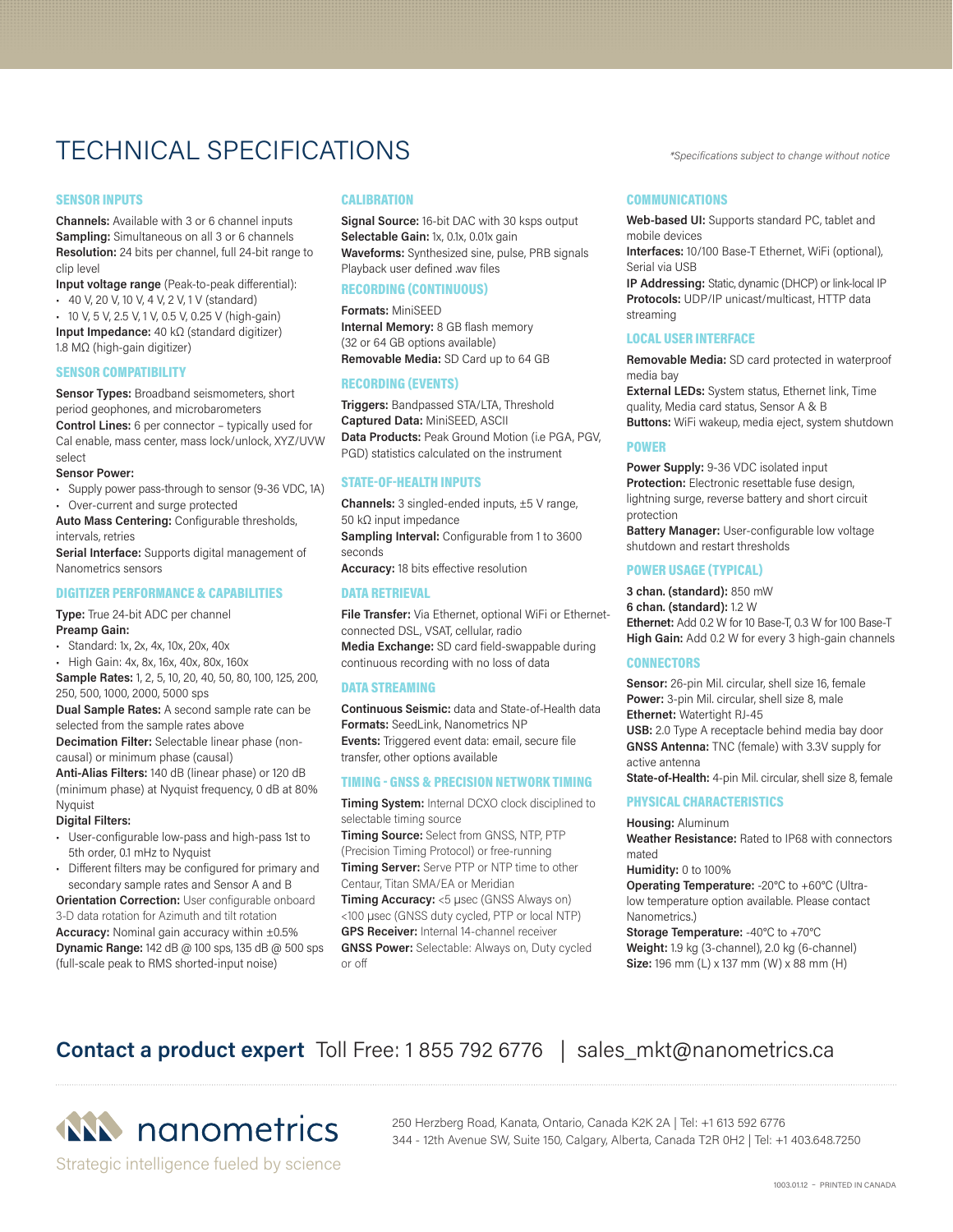# TECHNICAL SPECIFICATIONS

*\*Specifications subject to change without notice*

## SENSOR INPUTS

**Channels:** Available with 3 or 6 channel inputs
**Sampling:** Simultaneous on all 3 or 6 channels
**Resolution:** 24 bits per channel, full 24-bit range to clip level
**Input voltage range** (Peak-to-peak differential):

- 40 V, 20 V, 10 V, 4 V, 2 V, 1 V (standard)
- 10 V, 5 V, 2.5 V, 1 V, 0.5 V, 0.25 V (high-gain)

**Input Impedance:** 40 kΩ (standard digitizer)
1.8 MΩ (high-gain digitizer)

## SENSOR COMPATIBILITY

**Sensor Types:** Broadband seismometers, short period geophones, and microbarometers
**Control Lines:** 6 per connector – typically used for Cal enable, mass center, mass lock/unlock, XYZ/UVW select
**Sensor Power:**

- Supply power pass-through to sensor (9-36 VDC, 1A)
- Over-current and surge protected

**Auto Mass Centering:** Configurable thresholds, intervals, retries
**Serial Interface:** Supports digital management of Nanometrics sensors

## DIGITIZER PERFORMANCE & CAPABILITIES

**Type:** True 24-bit ADC per channel
**Preamp Gain:**

- Standard: 1x, 2x, 4x, 10x, 20x, 40x
- High Gain: 4x, 8x, 16x, 40x, 80x, 160x

**Sample Rates:** 1, 2, 5, 10, 20, 40, 50, 80, 100, 125, 200, 250, 500, 1000, 2000, 5000 sps
**Dual Sample Rates:** A second sample rate can be selected from the sample rates above
**Decimation Filter:** Selectable linear phase (non-causal) or minimum phase (causal)
**Anti-Alias Filters:** 140 dB (linear phase) or 120 dB (minimum phase) at Nyquist frequency, 0 dB at 80% Nyquist
**Digital Filters:**

- User-configurable low-pass and high-pass 1st to 5th order, 0.1 mHz to Nyquist
- Different filters may be configured for primary and secondary sample rates and Sensor A and B

**Orientation Correction:** User configurable onboard 3-D data rotation for Azimuth and tilt rotation
**Accuracy:** Nominal gain accuracy within ±0.5%
**Dynamic Range:** 142 dB @ 100 sps, 135 dB @ 500 sps (full-scale peak to RMS shorted-input noise)

## CALIBRATION

**Signal Source:** 16-bit DAC with 30 ksps output
**Selectable Gain:** 1x, 0.1x, 0.01x gain
**Waveforms:** Synthesized sine, pulse, PRB signals
Playback user defined .wav files

## RECORDING (CONTINUOUS)

**Formats:** MiniSEED
**Internal Memory:** 8 GB flash memory
(32 or 64 GB options available)
**Removable Media:** SD Card up to 64 GB

## RECORDING (EVENTS)

**Triggers:** Bandpassed STA/LTA, Threshold
**Captured Data:** MiniSEED, ASCII
**Data Products:** Peak Ground Motion (i.e PGA, PGV, PGD) statistics calculated on the instrument

## STATE-OF-HEALTH INPUTS

**Channels:** 3 singled-ended inputs, ±5 V range, 50 kΩ input impedance
**Sampling Interval:** Configurable from 1 to 3600 seconds
**Accuracy:** 18 bits effective resolution

## DATA RETRIEVAL

**File Transfer:** Via Ethernet, optional WiFi or Ethernet-connected DSL, VSAT, cellular, radio
**Media Exchange:** SD card field-swappable during continuous recording with no loss of data

## DATA STREAMING

**Continuous Seismic:** data and State-of-Health data
**Formats:** SeedLink, Nanometrics NP
**Events:** Triggered event data: email, secure file transfer, other options available

## TIMING - GNSS & PRECISION NETWORK TIMING

**Timing System:** Internal DCXO clock disciplined to selectable timing source
**Timing Source:** Select from GNSS, NTP, PTP (Precision Timing Protocol) or free-running
**Timing Server:** Serve PTP or NTP time to other Centaur, Titan SMA/EA or Meridian
**Timing Accuracy:** <5 µsec (GNSS Always on)
<100 µsec (GNSS duty cycled, PTP or local NTP)
**GPS Receiver:** Internal 14-channel receiver
**GNSS Power:** Selectable: Always on, Duty cycled or off

## COMMUNICATIONS

**Web-based UI:** Supports standard PC, tablet and mobile devices
**Interfaces:** 10/100 Base-T Ethernet, WiFi (optional), Serial via USB
**IP Addressing:** Static, dynamic (DHCP) or link-local IP
**Protocols:** UDP/IP unicast/multicast, HTTP data streaming

## LOCAL USER INTERFACE

**Removable Media:** SD card protected in waterproof media bay
**External LEDs:** System status, Ethernet link, Time quality, Media card status, Sensor A & B
**Buttons:** WiFi wakeup, media eject, system shutdown

## POWER

**Power Supply:** 9-36 VDC isolated input
**Protection:** Electronic resettable fuse design, lightning surge, reverse battery and short circuit protection
**Battery Manager:** User-configurable low voltage shutdown and restart thresholds

## POWER USAGE (TYPICAL)

**3 chan. (standard):** 850 mW
**6 chan. (standard):** 1.2 W
**Ethernet:** Add 0.2 W for 10 Base-T, 0.3 W for 100 Base-T
**High Gain:** Add 0.2 W for every 3 high-gain channels

## CONNECTORS

**Sensor:** 26-pin Mil. circular, shell size 16, female
**Power:** 3-pin Mil. circular, shell size 8, male
**Ethernet:** Watertight RJ-45
**USB:** 2.0 Type A receptacle behind media bay door
**GNSS Antenna:** TNC (female) with 3.3V supply for active antenna
**State-of-Health:** 4-pin Mil. circular, shell size 8, female

## PHYSICAL CHARACTERISTICS

**Housing:** Aluminum
**Weather Resistance:** Rated to IP68 with connectors mated
**Humidity:** 0 to 100%
**Operating Temperature:** -20°C to +60°C (Ultra-low temperature option available. Please contact Nanometrics.)
**Storage Temperature:** -40°C to +70°C
**Weight:** 1.9 kg (3-channel), 2.0 kg (6-channel)
**Size:** 196 mm (L) x 137 mm (W) x 88 mm (H)

**Contact a product expert** Toll Free: 1 855 792 6776 | sales_mkt@nanometrics.ca

nanometrics
Strategic intelligence fueled by science

250 Herzberg Road, Kanata, Ontario, Canada K2K 2A | Tel: +1 613 592 6776
344 - 12th Avenue SW, Suite 150, Calgary, Alberta, Canada T2R 0H2 | Tel: +1 403.648.7250

1003.01.12 – PRINTED IN CANADA